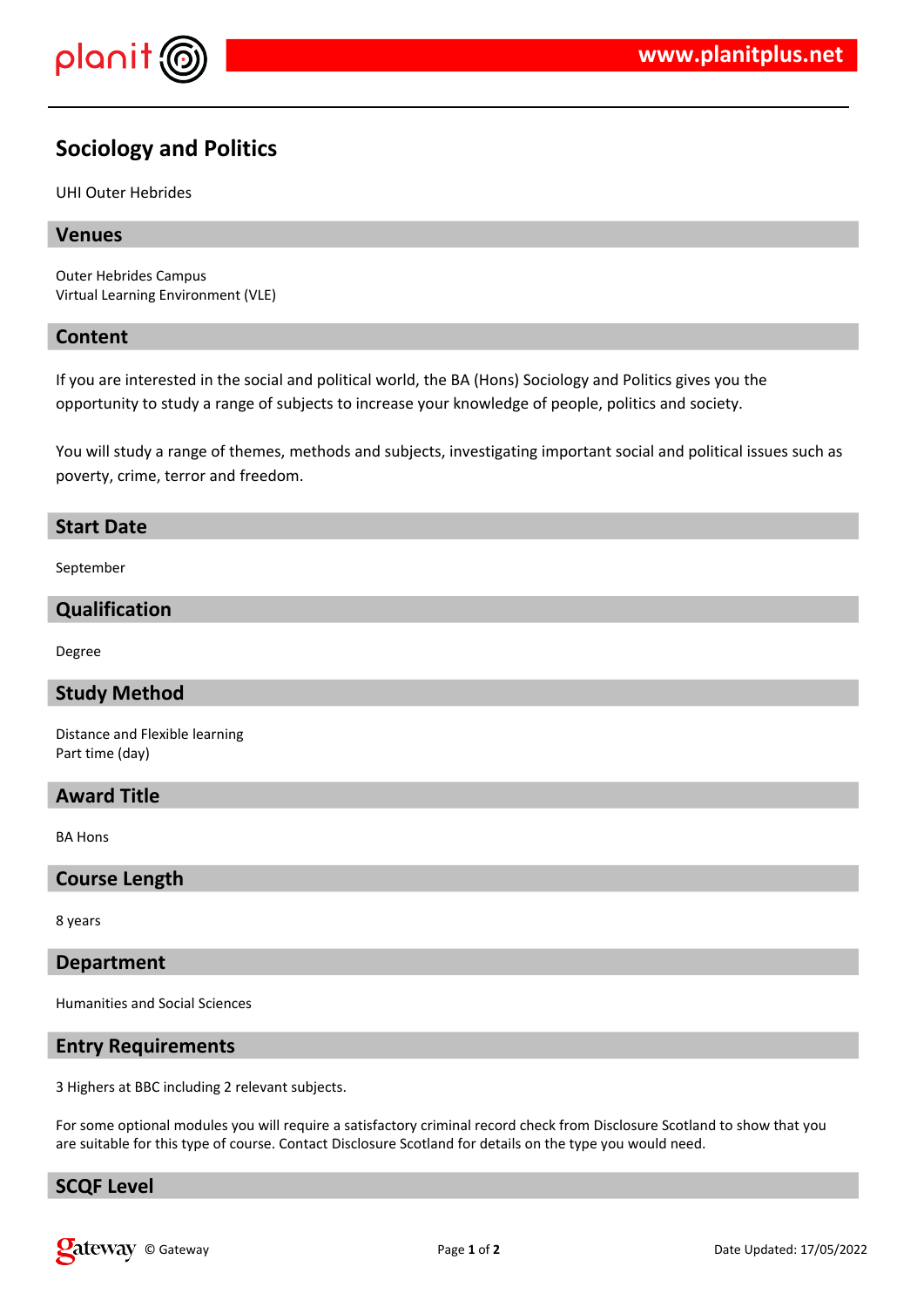# Sociology and Politics

UHI Outer Hebrides

## Venues

Outer Hebrides Campus
Virtual Learning Environment (VLE)

## Content

If you are interested in the social and political world, the BA (Hons) Sociology and Politics gives you the opportunity to study a range of subjects to increase your knowledge of people, politics and society.

You will study a range of themes, methods and subjects, investigating important social and political issues such as poverty, crime, terror and freedom.

## Start Date

September

## Qualification

Degree

## Study Method

Distance and Flexible learning
Part time (day)

## Award Title

BA Hons

## Course Length

8 years

## Department

Humanities and Social Sciences

## Entry Requirements

3 Highers at BBC including 2 relevant subjects.

For some optional modules you will require a satisfactory criminal record check from Disclosure Scotland to show that you are suitable for this type of course. Contact Disclosure Scotland for details on the type you would need.

## SCQF Level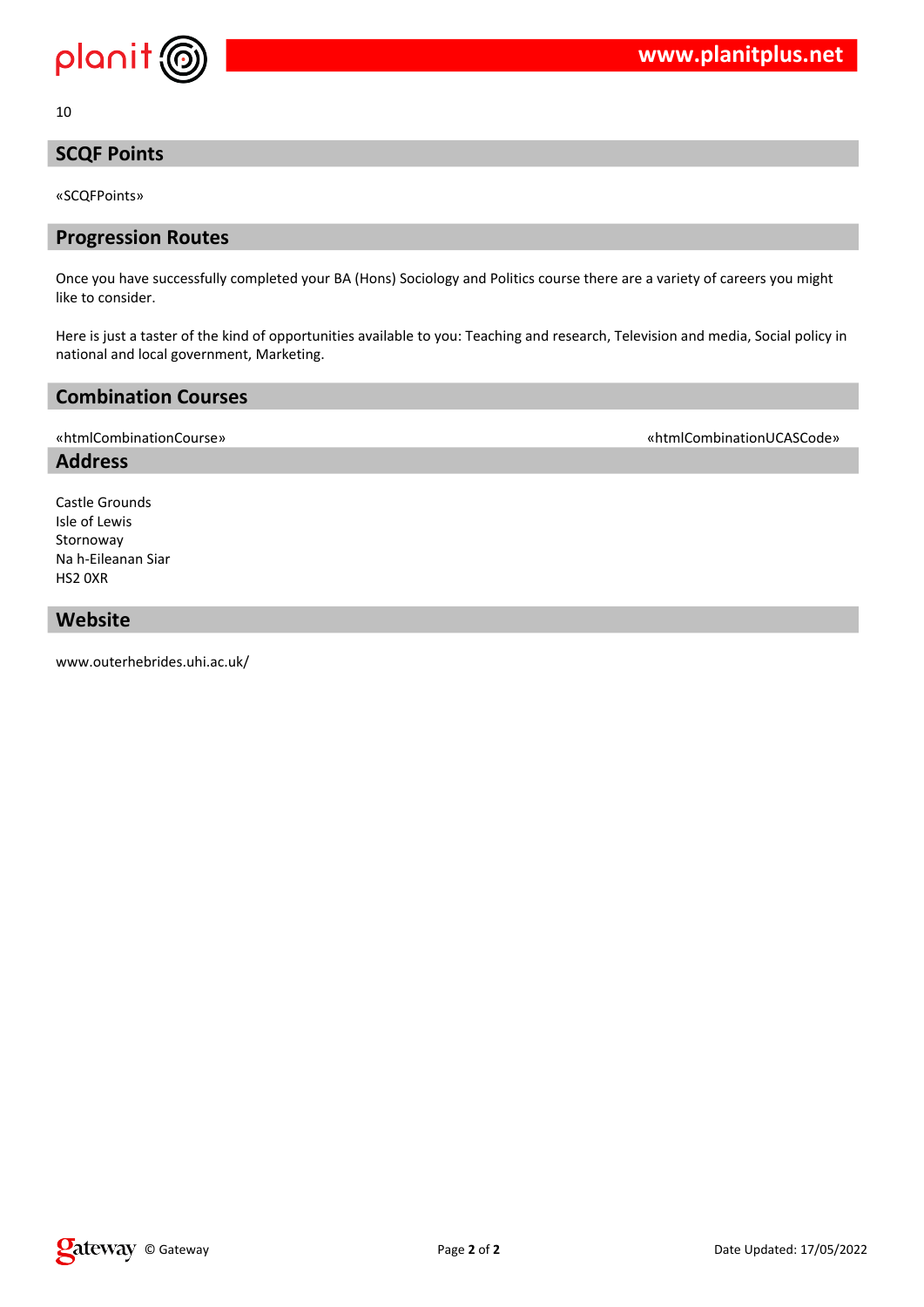10

## SCQF Points

«SCQFPoints»

## Progression Routes

Once you have successfully completed your BA (Hons) Sociology and Politics course there are a variety of careers you might like to consider.

Here is just a taster of the kind of opportunities available to you: Teaching and research, Television and media, Social policy in national and local government, Marketing.

## Combination Courses

«htmlCombinationCourse» «htmlCombinationUCASCode»

## Address

Castle Grounds
Isle of Lewis
Stornoway
Na h-Eileanan Siar
HS2 0XR

## Website

www.outerhebrides.uhi.ac.uk/